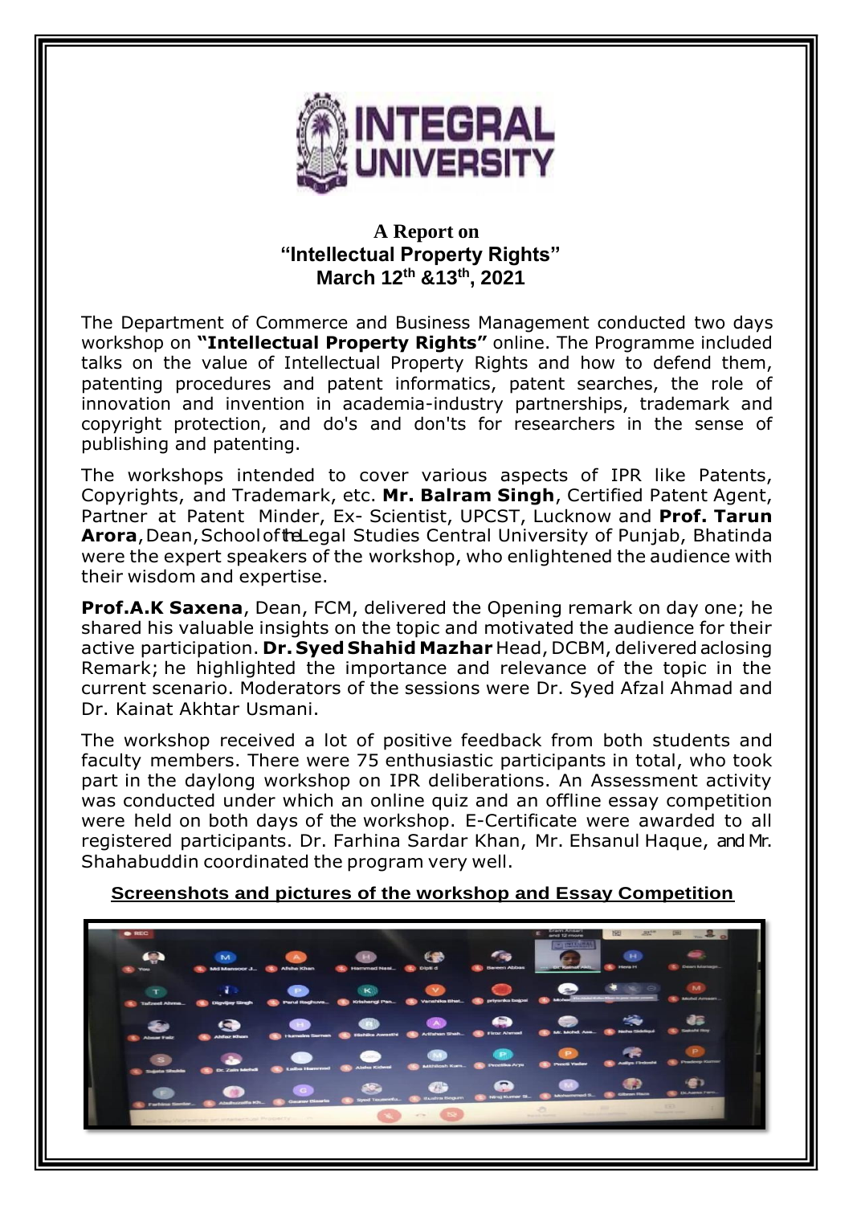# A Report on

## "Intellectual Property Rights"

### March 12th &13th, 2021

The Department of Commerce and Business Management conducted two days workshop on **"Intellectual Property Rights"** online. The Programme included talks on the value of Intellectual Property Rights and how to defend them, patenting procedures and patent informatics, patent searches, the role of innovation and invention in academia-industry partnerships, trademark and copyright protection, and do's and don'ts for researchers in the sense of publishing and patenting.

The workshops intended to cover various aspects of IPR like Patents, Copyrights, and Trademark, etc. **Mr. Balram Singh**, Certified Patent Agent, Partner at Patent Minder, Ex- Scientist, UPCST, Lucknow and **Prof. Tarun Arora**, Dean, School of the Legal Studies Central University of Punjab, Bhatinda were the expert speakers of the workshop, who enlightened the audience with their wisdom and expertise.

**Prof.A.K Saxena**, Dean, FCM, delivered the Opening remark on day one; he shared his valuable insights on the topic and motivated the audience for their active participation. **Dr. Syed Shahid Mazhar** Head, DCBM, delivered aclosing Remark; he highlighted the importance and relevance of the topic in the current scenario. Moderators of the sessions were Dr. Syed Afzal Ahmad and Dr. Kainat Akhtar Usmani.

The workshop received a lot of positive feedback from both students and faculty members. There were 75 enthusiastic participants in total, who took part in the daylong workshop on IPR deliberations. An Assessment activity was conducted under which an online quiz and an offline essay competition were held on both days of the workshop. E-Certificate were awarded to all registered participants. Dr. Farhina Sardar Khan, Mr. Ehsanul Haque, and Mr. Shahabuddin coordinated the program very well.

**Screenshots and pictures of the workshop and Essay Competition**